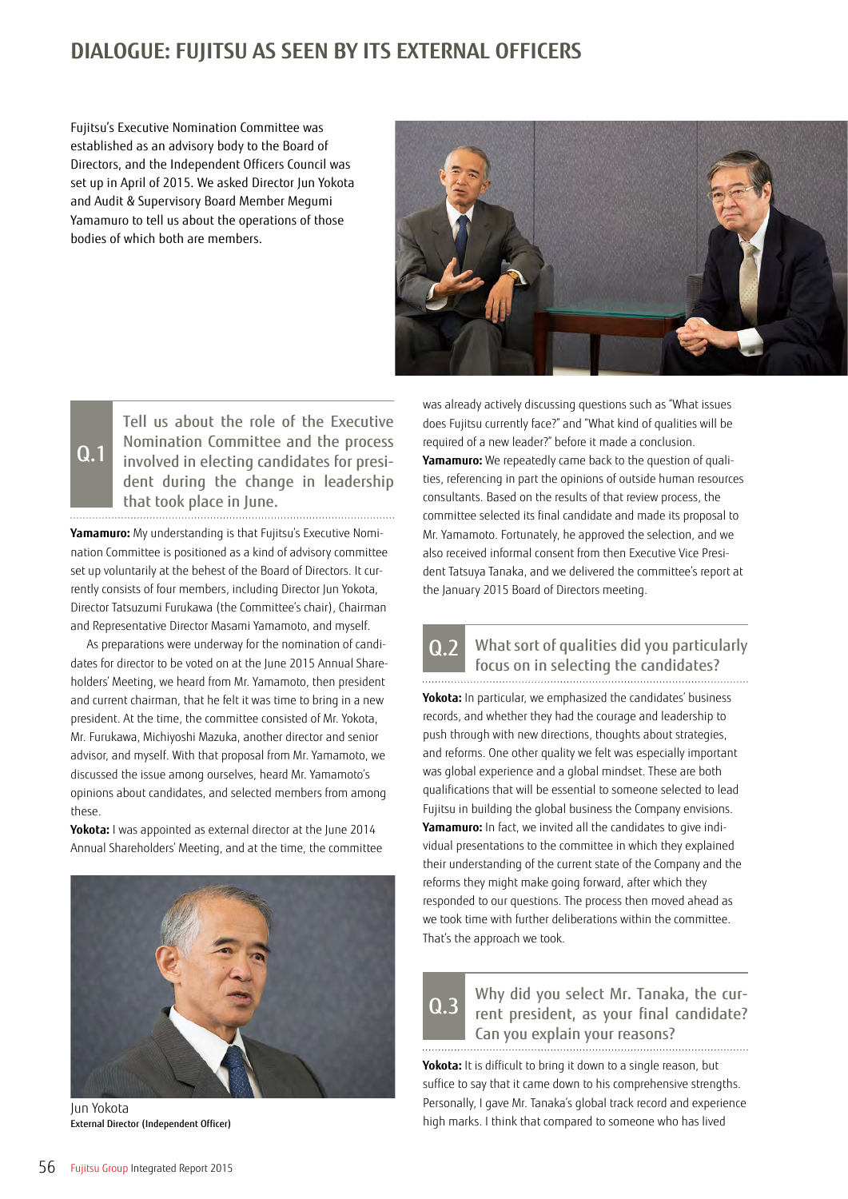# DIALOGUE: FUJITSU AS SEEN BY ITS EXTERNAL OFFICERS

Fujitsu's Executive Nomination Committee was established as an advisory body to the Board of Directors, and the Independent Officers Council was set up in April of 2015. We asked Director Jun Yokota and Audit & Supervisory Board Member Megumi Yamamuro to tell us about the operations of those bodies of which both are members.

## Q.1 Tell us about the role of the Executive Nomination Committee and the process involved in electing candidates for president during the change in leadership that took place in June.

**Yamamuro:** My understanding is that Fujitsu's Executive Nomination Committee is positioned as a kind of advisory committee set up voluntarily at the behest of the Board of Directors. It currently consists of four members, including Director Jun Yokota, Director Tatsuzumi Furukawa (the Committee's chair), Chairman and Representative Director Masami Yamamoto, and myself.

As preparations were underway for the nomination of candidates for director to be voted on at the June 2015 Annual Shareholders' Meeting, we heard from Mr. Yamamoto, then president and current chairman, that he felt it was time to bring in a new president. At the time, the committee consisted of Mr. Yokota, Mr. Furukawa, Michiyoshi Mazuka, another director and senior advisor, and myself. With that proposal from Mr. Yamamoto, we discussed the issue among ourselves, heard Mr. Yamamoto's opinions about candidates, and selected members from among these.

**Yokota:** I was appointed as external director at the June 2014 Annual Shareholders' Meeting, and at the time, the committee was already actively discussing questions such as "What issues does Fujitsu currently face?" and "What kind of qualities will be required of a new leader?" before it made a conclusion.

**Yamamuro:** We repeatedly came back to the question of qualities, referencing in part the opinions of outside human resources consultants. Based on the results of that review process, the committee selected its final candidate and made its proposal to Mr. Yamamoto. Fortunately, he approved the selection, and we also received informal consent from then Executive Vice President Tatsuya Tanaka, and we delivered the committee's report at the January 2015 Board of Directors meeting.

Jun Yokota
External Director (Independent Officer)

## Q.2 What sort of qualities did you particularly focus on in selecting the candidates?

**Yokota:** In particular, we emphasized the candidates' business records, and whether they had the courage and leadership to push through with new directions, thoughts about strategies, and reforms. One other quality we felt was especially important was global experience and a global mindset. These are both qualifications that will be essential to someone selected to lead Fujitsu in building the global business the Company envisions.

**Yamamuro:** In fact, we invited all the candidates to give individual presentations to the committee in which they explained their understanding of the current state of the Company and the reforms they might make going forward, after which they responded to our questions. The process then moved ahead as we took time with further deliberations within the committee. That's the approach we took.

## Q.3 Why did you select Mr. Tanaka, the current president, as your final candidate? Can you explain your reasons?

**Yokota:** It is difficult to bring it down to a single reason, but suffice to say that it came down to his comprehensive strengths. Personally, I gave Mr. Tanaka's global track record and experience high marks. I think that compared to someone who has lived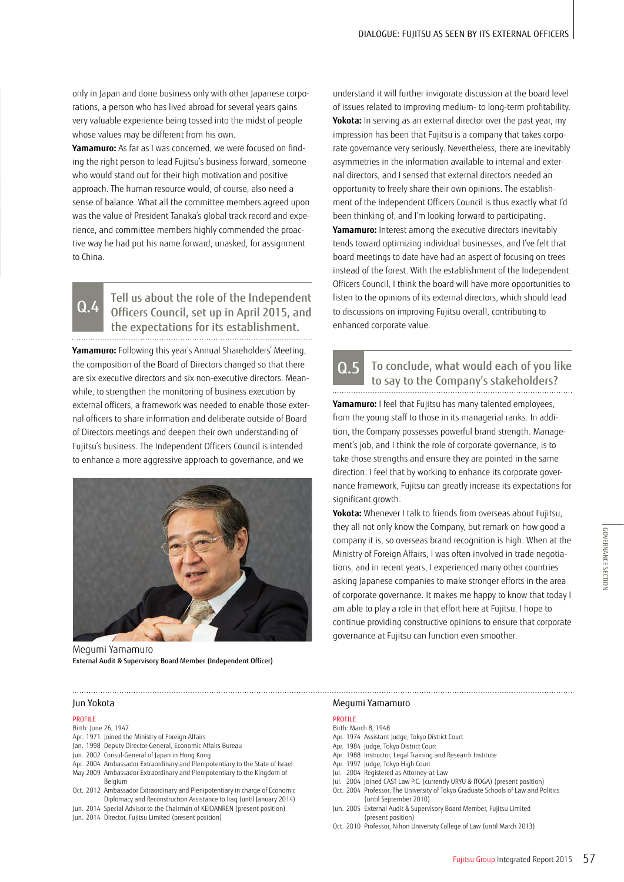only in Japan and done business only with other Japanese corporations, a person who has lived abroad for several years gains very valuable experience being tossed into the midst of people whose values may be different from his own.

**Yamamuro:** As far as I was concerned, we were focused on finding the right person to lead Fujitsu's business forward, someone who would stand out for their high motivation and positive approach. The human resource would, of course, also need a sense of balance. What all the committee members agreed upon was the value of President Tanaka's global track record and experience, and committee members highly commended the proactive way he had put his name forward, unasked, for assignment to China.

## Q.4 Tell us about the role of the Independent Officers Council, set up in April 2015, and the expectations for its establishment.

**Yamamuro:** Following this year's Annual Shareholders' Meeting, the composition of the Board of Directors changed so that there are six executive directors and six non-executive directors. Meanwhile, to strengthen the monitoring of business execution by external officers, a framework was needed to enable those external officers to share information and deliberate outside of Board of Directors meetings and deepen their own understanding of Fujitsu's business. The Independent Officers Council is intended to enhance a more aggressive approach to governance, and we understand it will further invigorate discussion at the board level of issues related to improving medium- to long-term profitability.

Megumi Yamamuro
External Audit & Supervisory Board Member (Independent Officer)

**Yokota:** In serving as an external director over the past year, my impression has been that Fujitsu is a company that takes corporate governance very seriously. Nevertheless, there are inevitably asymmetries in the information available to internal and external directors, and I sensed that external directors needed an opportunity to freely share their own opinions. The establishment of the Independent Officers Council is thus exactly what I'd been thinking of, and I'm looking forward to participating.

**Yamamuro:** Interest among the executive directors inevitably tends toward optimizing individual businesses, and I've felt that board meetings to date have had an aspect of focusing on trees instead of the forest. With the establishment of the Independent Officers Council, I think the board will have more opportunities to listen to the opinions of its external directors, which should lead to discussions on improving Fujitsu overall, contributing to enhanced corporate value.

## Q.5 To conclude, what would each of you like to say to the Company's stakeholders?

**Yamamuro:** I feel that Fujitsu has many talented employees, from the young staff to those in its managerial ranks. In addition, the Company possesses powerful brand strength. Management's job, and I think the role of corporate governance, is to take those strengths and ensure they are pointed in the same direction. I feel that by working to enhance its corporate governance framework, Fujitsu can greatly increase its expectations for significant growth.

**Yokota:** Whenever I talk to friends from overseas about Fujitsu, they all not only know the Company, but remark on how good a company it is, so overseas brand recognition is high. When at the Ministry of Foreign Affairs, I was often involved in trade negotiations, and in recent years, I experienced many other countries asking Japanese companies to make stronger efforts in the area of corporate governance. It makes me happy to know that today I am able to play a role in that effort here at Fujitsu. I hope to continue providing constructive opinions to ensure that corporate governance at Fujitsu can function even smoother.

### Jun Yokota

PROFILE

Birth: June 26, 1947

- Apr. 1971 Joined the Ministry of Foreign Affairs
- Jan. 1998 Deputy Director-General, Economic Affairs Bureau
- Jun. 2002 Consul-General of Japan in Hong Kong
- Apr. 2004 Ambassador Extraordinary and Plenipotentiary to the State of Israel
- May 2009 Ambassador Extraordinary and Plenipotentiary to the Kingdom of Belgium
- Oct. 2012 Ambassador Extraordinary and Plenipotentiary in charge of Economic Diplomacy and Reconstruction Assistance to Iraq (until January 2014)
- Jun. 2014 Special Advisor to the Chairman of KEIDANREN (present position)
- Jun. 2014 Director, Fujitsu Limited (present position)

### Megumi Yamamuro

PROFILE

Birth: March 8, 1948

- Apr. 1974 Assistant Judge, Tokyo District Court
- Apr. 1984 Judge, Tokyo District Court
- Apr. 1988 Instructor, Legal Training and Research Institute
- Apr. 1997 Judge, Tokyo High Court
- Jul. 2004 Registered as Attorney-at-Law
- Jul. 2004 Joined CAST Law P.C. (currently URYU & ITOGA) (present position)
- Oct. 2004 Professor, The University of Tokyo Graduate Schools of Law and Politics (until September 2010)
- Jun. 2005 External Audit & Supervisory Board Member, Fujitsu Limited (present position)
- Oct. 2010 Professor, Nihon University College of Law (until March 2013)